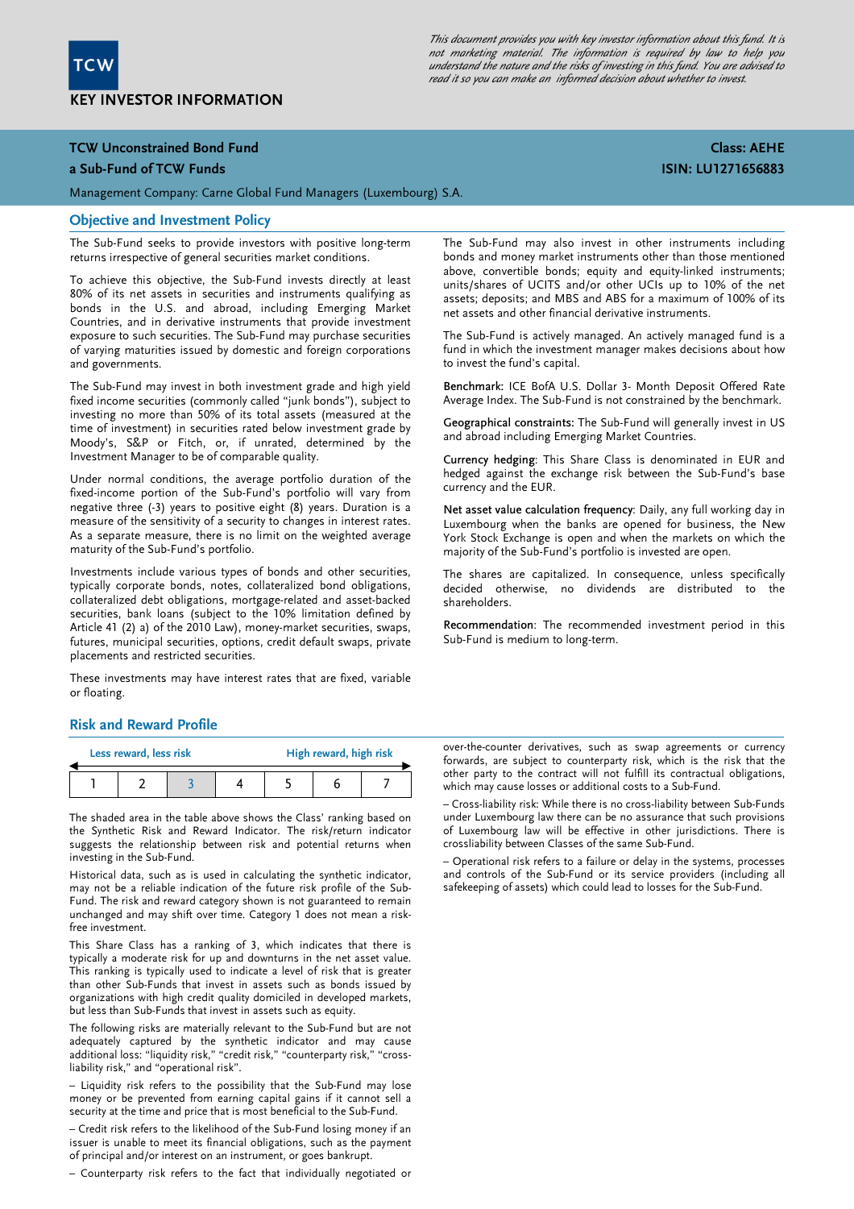TCW

# KEY INVESTOR INFORMATION

*This document provides you with key investor information about this fund. It is not marketing material. The information is required by law to help you understand the nature and the risks of investing in this fund. You are advised to read it so you can make an informed decision about whether to invest.*

**TCW Unconstrained Bond Fund**
**a Sub-Fund of TCW Funds**

**Class: AEHE**
**ISIN: LU1271656883**

Management Company: Carne Global Fund Managers (Luxembourg) S.A.

## Objective and Investment Policy

The Sub-Fund seeks to provide investors with positive long-term returns irrespective of general securities market conditions.

To achieve this objective, the Sub-Fund invests directly at least 80% of its net assets in securities and instruments qualifying as bonds in the U.S. and abroad, including Emerging Market Countries, and in derivative instruments that provide investment exposure to such securities. The Sub-Fund may purchase securities of varying maturities issued by domestic and foreign corporations and governments.

The Sub-Fund may invest in both investment grade and high yield fixed income securities (commonly called "junk bonds"), subject to investing no more than 50% of its total assets (measured at the time of investment) in securities rated below investment grade by Moody's, S&P or Fitch, or, if unrated, determined by the Investment Manager to be of comparable quality.

Under normal conditions, the average portfolio duration of the fixed-income portion of the Sub-Fund's portfolio will vary from negative three (-3) years to positive eight (8) years. Duration is a measure of the sensitivity of a security to changes in interest rates. As a separate measure, there is no limit on the weighted average maturity of the Sub-Fund's portfolio.

Investments include various types of bonds and other securities, typically corporate bonds, notes, collateralized bond obligations, collateralized debt obligations, mortgage-related and asset-backed securities, bank loans (subject to the 10% limitation defined by Article 41 (2) a) of the 2010 Law), money-market securities, swaps, futures, municipal securities, options, credit default swaps, private placements and restricted securities.

These investments may have interest rates that are fixed, variable or floating.

The Sub-Fund may also invest in other instruments including bonds and money market instruments other than those mentioned above, convertible bonds; equity and equity-linked instruments; units/shares of UCITS and/or other UCIs up to 10% of the net assets; deposits; and MBS and ABS for a maximum of 100% of its net assets and other financial derivative instruments.

The Sub-Fund is actively managed. An actively managed fund is a fund in which the investment manager makes decisions about how to invest the fund's capital.

**Benchmark:** ICE BofA U.S. Dollar 3- Month Deposit Offered Rate Average Index. The Sub-Fund is not constrained by the benchmark.

**Geographical constraints:** The Sub-Fund will generally invest in US and abroad including Emerging Market Countries.

**Currency hedging**: This Share Class is denominated in EUR and hedged against the exchange risk between the Sub-Fund's base currency and the EUR.

**Net asset value calculation frequency**: Daily, any full working day in Luxembourg when the banks are opened for business, the New York Stock Exchange is open and when the markets on which the majority of the Sub-Fund's portfolio is invested are open.

The shares are capitalized. In consequence, unless specifically decided otherwise, no dividends are distributed to the shareholders.

**Recommendation**: The recommended investment period in this Sub-Fund is medium to long-term.

## Risk and Reward Profile

Less reward, less risk ← → High reward, high risk

| 1 | 2 | **3** | 4 | 5 | 6 | 7 |
|---|---|---|---|---|---|---|

The shaded area in the table above shows the Class' ranking based on the Synthetic Risk and Reward Indicator. The risk/return indicator suggests the relationship between risk and potential returns when investing in the Sub-Fund.

Historical data, such as is used in calculating the synthetic indicator, may not be a reliable indication of the future risk profile of the Sub-Fund. The risk and reward category shown is not guaranteed to remain unchanged and may shift over time. Category 1 does not mean a risk-free investment.

This Share Class has a ranking of 3, which indicates that there is typically a moderate risk for up and downturns in the net asset value. This ranking is typically used to indicate a level of risk that is greater than other Sub-Funds that invest in assets such as bonds issued by organizations with high credit quality domiciled in developed markets, but less than Sub-Funds that invest in assets such as equity.

The following risks are materially relevant to the Sub-Fund but are not adequately captured by the synthetic indicator and may cause additional loss: "liquidity risk," "credit risk," "counterparty risk," "cross-liability risk," and "operational risk".

– Liquidity risk refers to the possibility that the Sub-Fund may lose money or be prevented from earning capital gains if it cannot sell a security at the time and price that is most beneficial to the Sub-Fund.

– Credit risk refers to the likelihood of the Sub-Fund losing money if an issuer is unable to meet its financial obligations, such as the payment of principal and/or interest on an instrument, or goes bankrupt.

– Counterparty risk refers to the fact that individually negotiated or over-the-counter derivatives, such as swap agreements or currency forwards, are subject to counterparty risk, which is the risk that the other party to the contract will not fulfill its contractual obligations, which may cause losses or additional costs to a Sub-Fund.

– Cross-liability risk: While there is no cross-liability between Sub-Funds under Luxembourg law there can be no assurance that such provisions of Luxembourg law will be effective in other jurisdictions. There is crossliability between Classes of the same Sub-Fund.

– Operational risk refers to a failure or delay in the systems, processes and controls of the Sub-Fund or its service providers (including all safekeeping of assets) which could lead to losses for the Sub-Fund.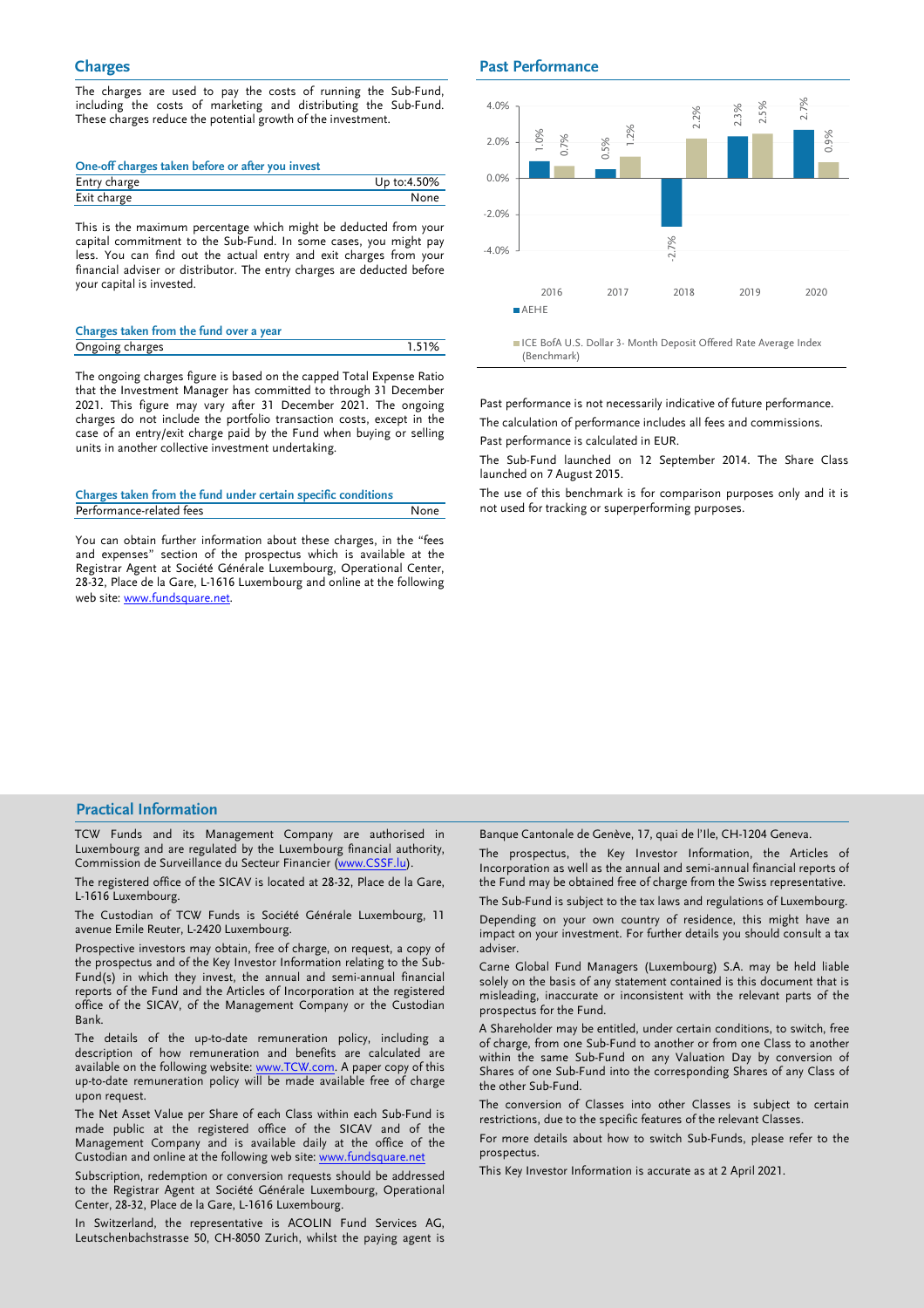## Charges

The charges are used to pay the costs of running the Sub-Fund, including the costs of marketing and distributing the Sub-Fund. These charges reduce the potential growth of the investment.

| One-off charges taken before or after you invest | |
|---|---|
| Entry charge | Up to:4.50% |
| Exit charge | None |

This is the maximum percentage which might be deducted from your capital commitment to the Sub-Fund. In some cases, you might pay less. You can find out the actual entry and exit charges from your financial adviser or distributor. The entry charges are deducted before your capital is invested.

| Charges taken from the fund over a year | |
|---|---|
| Ongoing charges | 1.51% |

The ongoing charges figure is based on the capped Total Expense Ratio that the Investment Manager has committed to through 31 December 2021. This figure may vary after 31 December 2021. The ongoing charges do not include the portfolio transaction costs, except in the case of an entry/exit charge paid by the Fund when buying or selling units in another collective investment undertaking.

| Charges taken from the fund under certain specific conditions | |
|---|---|
| Performance-related fees | None |

You can obtain further information about these charges, in the "fees and expenses" section of the prospectus which is available at the Registrar Agent at Société Générale Luxembourg, Operational Center, 28-32, Place de la Gare, L-1616 Luxembourg and online at the following web site: www.fundsquare.net.

## Past Performance

4.0%
2.0%
0.0%
-2.0%
-4.0%

1.0% 0.7% 0.5% 1.2% -2.7% 2.2% 2.3% 2.5% 2.7% 0.9%

2016 2017 2018 2019 2020

AEHE

ICE BofA U.S. Dollar 3- Month Deposit Offered Rate Average Index (Benchmark)

Past performance is not necessarily indicative of future performance.

The calculation of performance includes all fees and commissions.

Past performance is calculated in EUR.

The Sub-Fund launched on 12 September 2014. The Share Class launched on 7 August 2015.

The use of this benchmark is for comparison purposes only and it is not used for tracking or superperforming purposes.

## Practical Information

TCW Funds and its Management Company are authorised in Luxembourg and are regulated by the Luxembourg financial authority, Commission de Surveillance du Secteur Financier (www.CSSF.lu).

The registered office of the SICAV is located at 28-32, Place de la Gare, L-1616 Luxembourg.

The Custodian of TCW Funds is Société Générale Luxembourg, 11 avenue Emile Reuter, L-2420 Luxembourg.

Prospective investors may obtain, free of charge, on request, a copy of the prospectus and of the Key Investor Information relating to the Sub-Fund(s) in which they invest, the annual and semi-annual financial reports of the Fund and the Articles of Incorporation at the registered office of the SICAV, of the Management Company or the Custodian Bank.

The details of the up-to-date remuneration policy, including a description of how remuneration and benefits are calculated are available on the following website: www.TCW.com. A paper copy of this up-to-date remuneration policy will be made available free of charge upon request.

The Net Asset Value per Share of each Class within each Sub-Fund is made public at the registered office of the SICAV and of the Management Company and is available daily at the office of the Custodian and online at the following web site: www.fundsquare.net

Subscription, redemption or conversion requests should be addressed to the Registrar Agent at Société Générale Luxembourg, Operational Center, 28-32, Place de la Gare, L-1616 Luxembourg.

In Switzerland, the representative is ACOLIN Fund Services AG, Leutschenbachstrasse 50, CH-8050 Zurich, whilst the paying agent is Banque Cantonale de Genève, 17, quai de l'Ile, CH-1204 Geneva.

The prospectus, the Key Investor Information, the Articles of Incorporation as well as the annual and semi-annual financial reports of the Fund may be obtained free of charge from the Swiss representative.

The Sub-Fund is subject to the tax laws and regulations of Luxembourg. Depending on your own country of residence, this might have an impact on your investment. For further details you should consult a tax adviser.

Carne Global Fund Managers (Luxembourg) S.A. may be held liable solely on the basis of any statement contained is this document that is misleading, inaccurate or inconsistent with the relevant parts of the prospectus for the Fund.

A Shareholder may be entitled, under certain conditions, to switch, free of charge, from one Sub-Fund to another or from one Class to another within the same Sub-Fund on any Valuation Day by conversion of Shares of one Sub-Fund into the corresponding Shares of any Class of the other Sub-Fund.

The conversion of Classes into other Classes is subject to certain restrictions, due to the specific features of the relevant Classes.

For more details about how to switch Sub-Funds, please refer to the prospectus.

This Key Investor Information is accurate as at 2 April 2021.